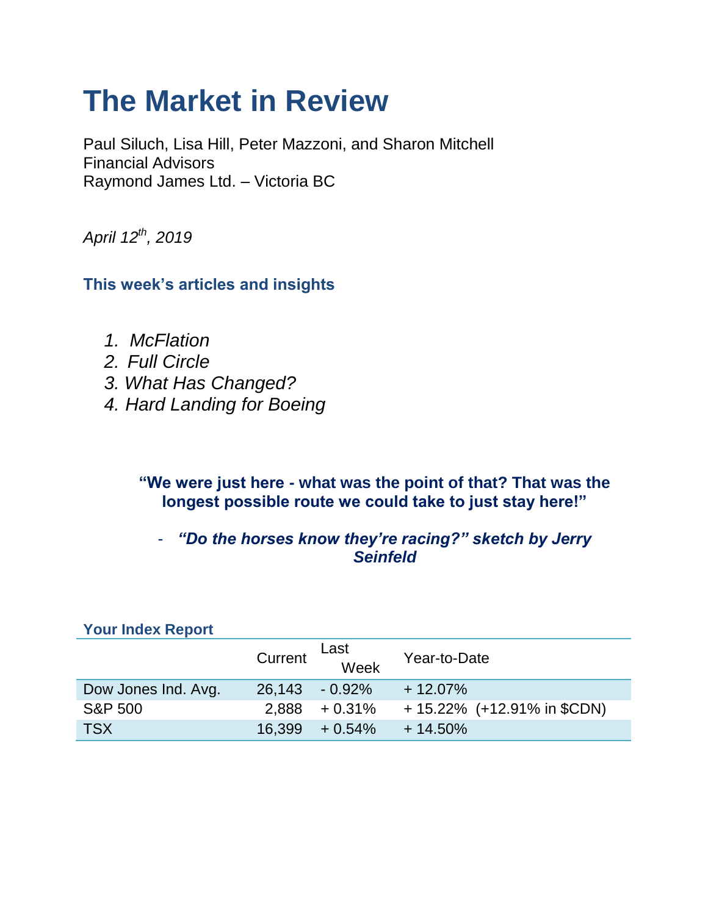# The Market in Review

Paul Siluch, Lisa Hill, Peter Mazzoni, and Sharon Mitchell
Financial Advisors
Raymond James Ltd. – Victoria BC

*April 12th, 2019*

## This week's articles and insights

1. *McFlation*
2. *Full Circle*
3. *What Has Changed?*
4. *Hard Landing for Boeing*

> **"We were just here - what was the point of that? That was the longest possible route we could take to just stay here!"**
>
> - ***"Do the horses know they're racing?" sketch by Jerry Seinfeld***

### Your Index Report

| | Current | Last Week | Year-to-Date |
|---|---|---|---|
| Dow Jones Ind. Avg. | 26,143 | - 0.92% | + 12.07% |
| S&P 500 | 2,888 | + 0.31% | + 15.22% (+12.91% in $CDN) |
| TSX | 16,399 | + 0.54% | + 14.50% |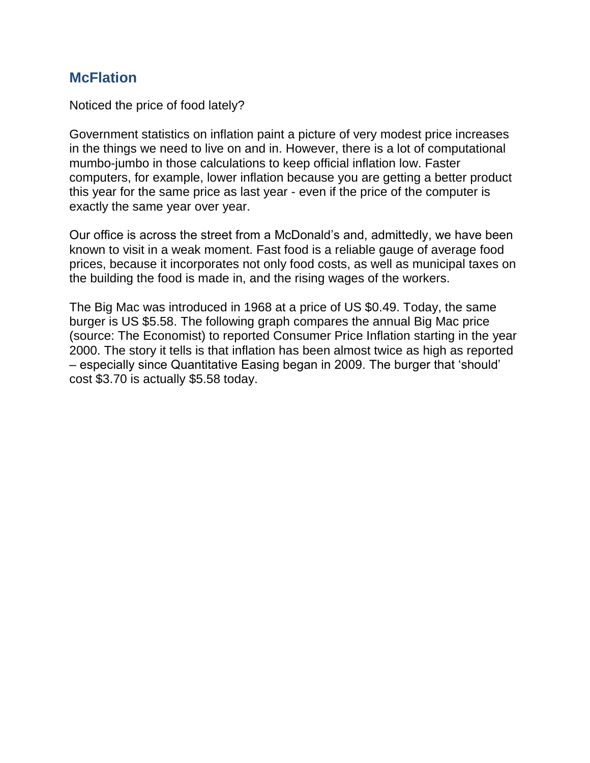## McFlation

Noticed the price of food lately?

Government statistics on inflation paint a picture of very modest price increases in the things we need to live on and in. However, there is a lot of computational mumbo-jumbo in those calculations to keep official inflation low. Faster computers, for example, lower inflation because you are getting a better product this year for the same price as last year - even if the price of the computer is exactly the same year over year.

Our office is across the street from a McDonald's and, admittedly, we have been known to visit in a weak moment. Fast food is a reliable gauge of average food prices, because it incorporates not only food costs, as well as municipal taxes on the building the food is made in, and the rising wages of the workers.

The Big Mac was introduced in 1968 at a price of US $0.49. Today, the same burger is US $5.58. The following graph compares the annual Big Mac price (source: The Economist) to reported Consumer Price Inflation starting in the year 2000. The story it tells is that inflation has been almost twice as high as reported – especially since Quantitative Easing began in 2009. The burger that 'should' cost $3.70 is actually $5.58 today.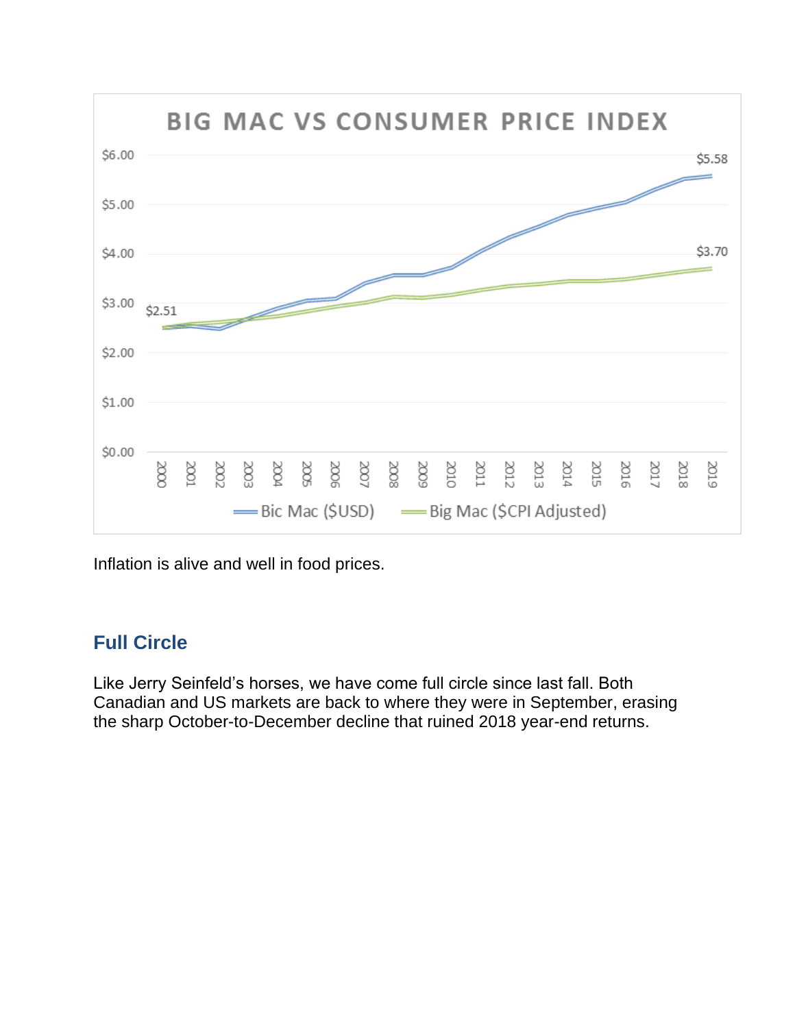Inflation is alive and well in food prices.

## Full Circle

Like Jerry Seinfeld's horses, we have come full circle since last fall. Both Canadian and US markets are back to where they were in September, erasing the sharp October-to-December decline that ruined 2018 year-end returns.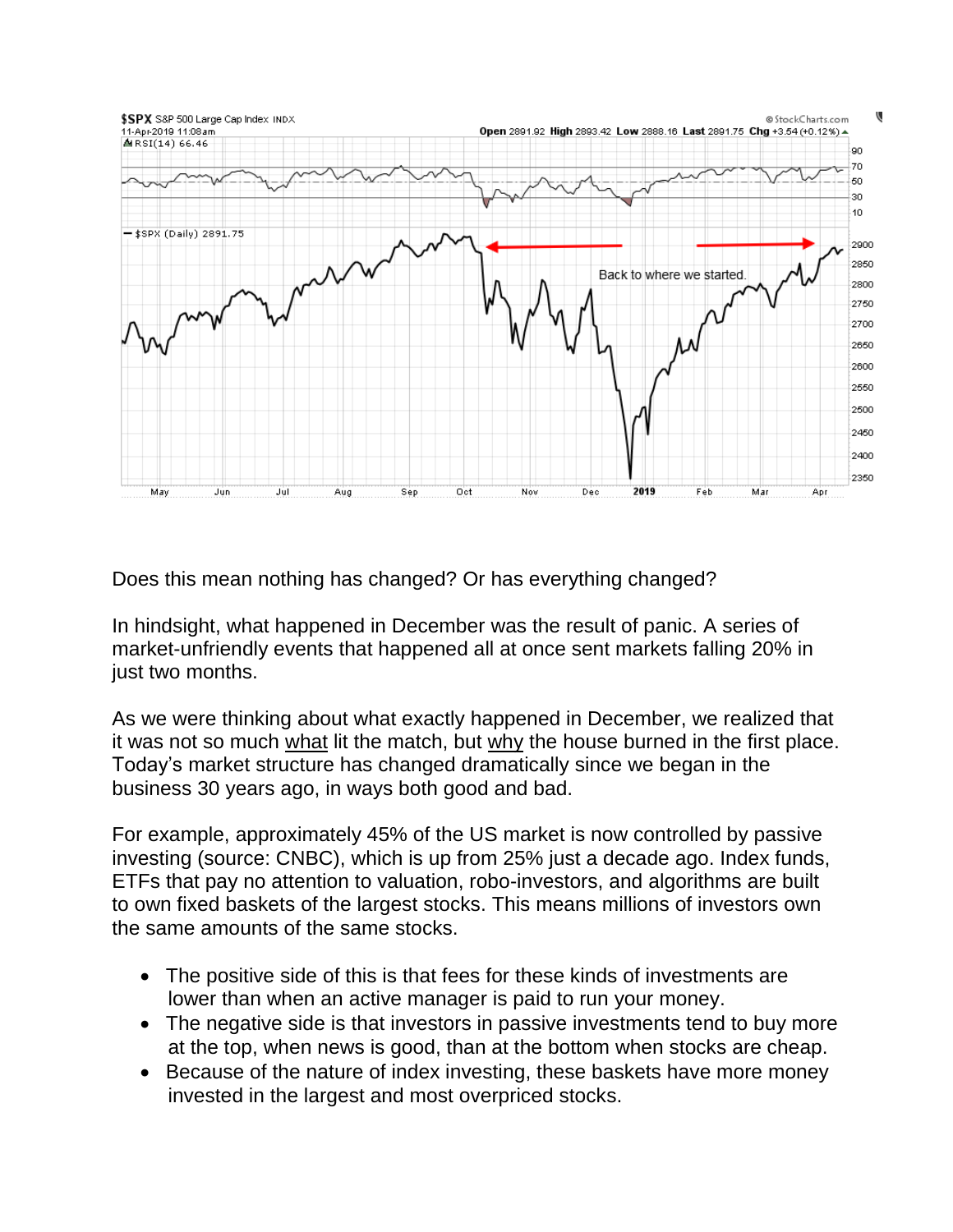Does this mean nothing has changed? Or has everything changed?

In hindsight, what happened in December was the result of panic. A series of market-unfriendly events that happened all at once sent markets falling 20% in just two months.

As we were thinking about what exactly happened in December, we realized that it was not so much what lit the match, but why the house burned in the first place. Today's market structure has changed dramatically since we began in the business 30 years ago, in ways both good and bad.

For example, approximately 45% of the US market is now controlled by passive investing (source: CNBC), which is up from 25% just a decade ago. Index funds, ETFs that pay no attention to valuation, robo-investors, and algorithms are built to own fixed baskets of the largest stocks. This means millions of investors own the same amounts of the same stocks.

- The positive side of this is that fees for these kinds of investments are lower than when an active manager is paid to run your money.
- The negative side is that investors in passive investments tend to buy more at the top, when news is good, than at the bottom when stocks are cheap.
- Because of the nature of index investing, these baskets have more money invested in the largest and most overpriced stocks.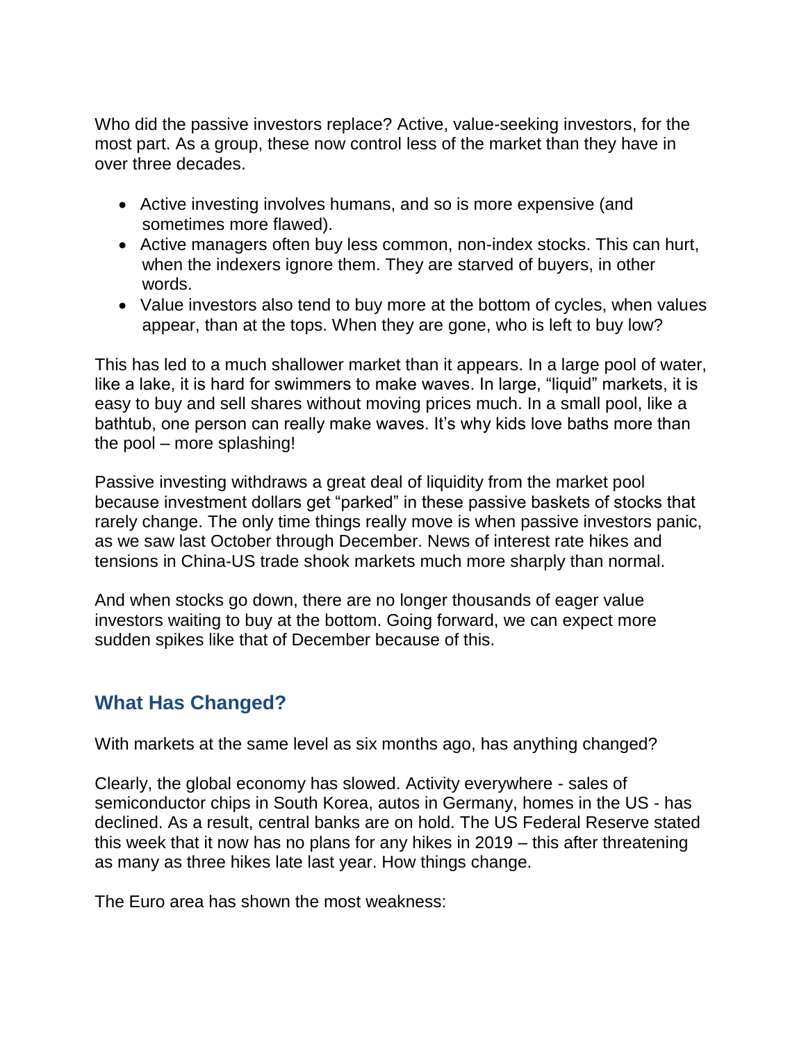Who did the passive investors replace? Active, value-seeking investors, for the most part. As a group, these now control less of the market than they have in over three decades.

- Active investing involves humans, and so is more expensive (and sometimes more flawed).
- Active managers often buy less common, non-index stocks. This can hurt, when the indexers ignore them. They are starved of buyers, in other words.
- Value investors also tend to buy more at the bottom of cycles, when values appear, than at the tops. When they are gone, who is left to buy low?

This has led to a much shallower market than it appears. In a large pool of water, like a lake, it is hard for swimmers to make waves. In large, "liquid" markets, it is easy to buy and sell shares without moving prices much. In a small pool, like a bathtub, one person can really make waves. It's why kids love baths more than the pool – more splashing!

Passive investing withdraws a great deal of liquidity from the market pool because investment dollars get "parked" in these passive baskets of stocks that rarely change. The only time things really move is when passive investors panic, as we saw last October through December. News of interest rate hikes and tensions in China-US trade shook markets much more sharply than normal.

And when stocks go down, there are no longer thousands of eager value investors waiting to buy at the bottom. Going forward, we can expect more sudden spikes like that of December because of this.

## What Has Changed?

With markets at the same level as six months ago, has anything changed?

Clearly, the global economy has slowed. Activity everywhere - sales of semiconductor chips in South Korea, autos in Germany, homes in the US - has declined. As a result, central banks are on hold. The US Federal Reserve stated this week that it now has no plans for any hikes in 2019 – this after threatening as many as three hikes late last year. How things change.

The Euro area has shown the most weakness: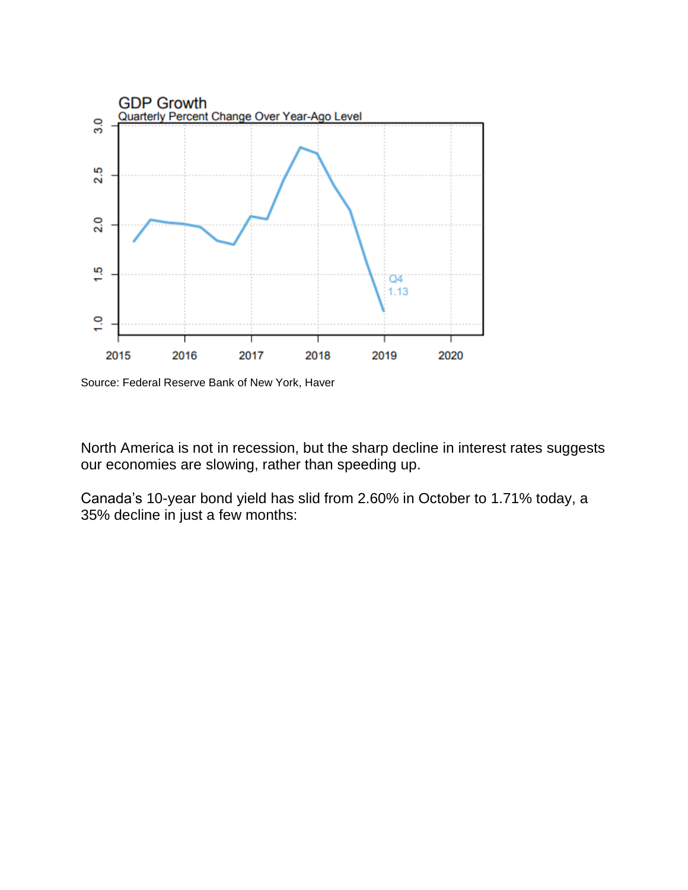Source: Federal Reserve Bank of New York, Haver

North America is not in recession, but the sharp decline in interest rates suggests our economies are slowing, rather than speeding up.

Canada's 10-year bond yield has slid from 2.60% in October to 1.71% today, a 35% decline in just a few months: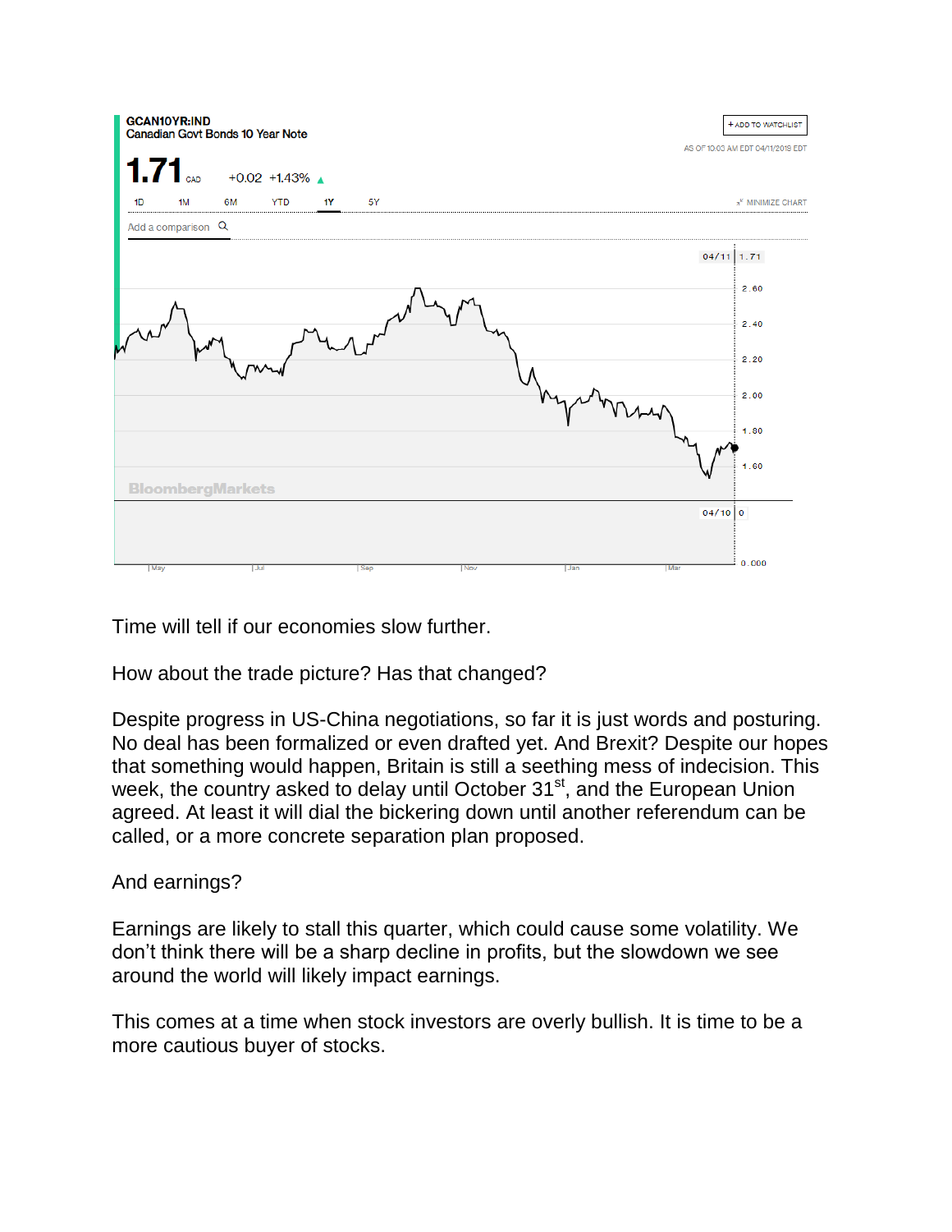Time will tell if our economies slow further.

How about the trade picture? Has that changed?

Despite progress in US-China negotiations, so far it is just words and posturing. No deal has been formalized or even drafted yet. And Brexit? Despite our hopes that something would happen, Britain is still a seething mess of indecision. This week, the country asked to delay until October 31st, and the European Union agreed. At least it will dial the bickering down until another referendum can be called, or a more concrete separation plan proposed.

And earnings?

Earnings are likely to stall this quarter, which could cause some volatility. We don't think there will be a sharp decline in profits, but the slowdown we see around the world will likely impact earnings.

This comes at a time when stock investors are overly bullish. It is time to be a more cautious buyer of stocks.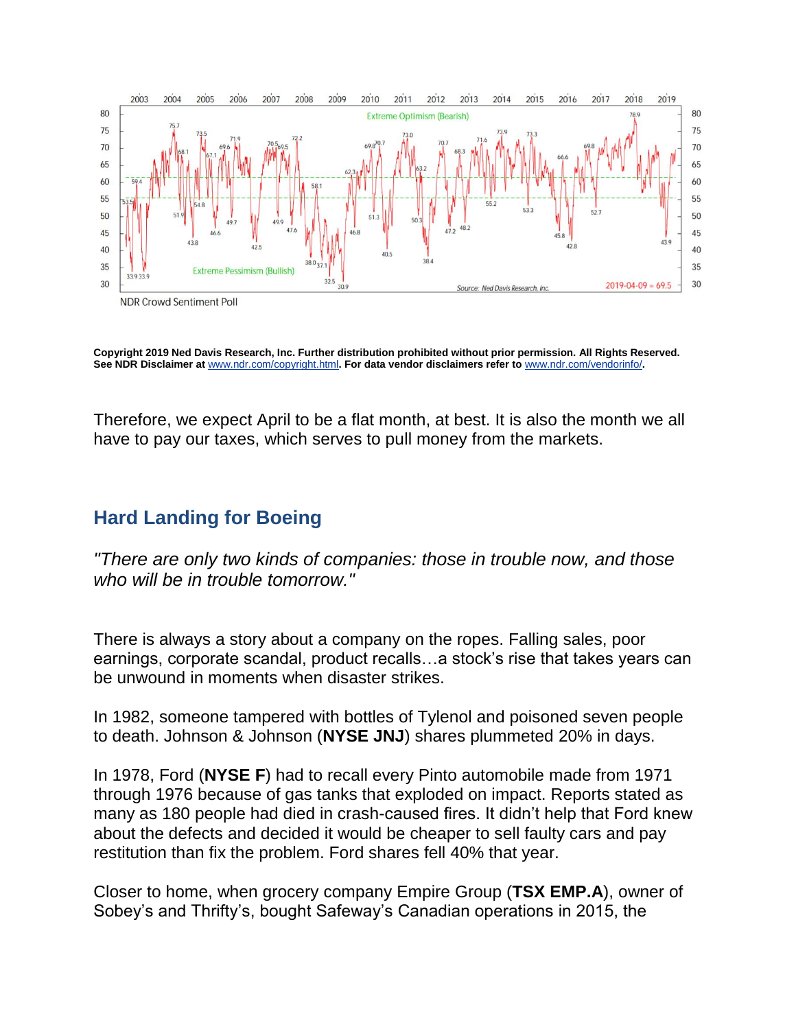**Copyright 2019 Ned Davis Research, Inc. Further distribution prohibited without prior permission. All Rights Reserved. See NDR Disclaimer at www.ndr.com/copyright.html. For data vendor disclaimers refer to www.ndr.com/vendorinfo/.**

Therefore, we expect April to be a flat month, at best. It is also the month we all have to pay our taxes, which serves to pull money from the markets.

## Hard Landing for Boeing

*"There are only two kinds of companies: those in trouble now, and those who will be in trouble tomorrow."*

There is always a story about a company on the ropes. Falling sales, poor earnings, corporate scandal, product recalls…a stock's rise that takes years can be unwound in moments when disaster strikes.

In 1982, someone tampered with bottles of Tylenol and poisoned seven people to death. Johnson & Johnson (**NYSE JNJ**) shares plummeted 20% in days.

In 1978, Ford (**NYSE F**) had to recall every Pinto automobile made from 1971 through 1976 because of gas tanks that exploded on impact. Reports stated as many as 180 people had died in crash-caused fires. It didn't help that Ford knew about the defects and decided it would be cheaper to sell faulty cars and pay restitution than fix the problem. Ford shares fell 40% that year.

Closer to home, when grocery company Empire Group (**TSX EMP.A**), owner of Sobey's and Thrifty's, bought Safeway's Canadian operations in 2015, the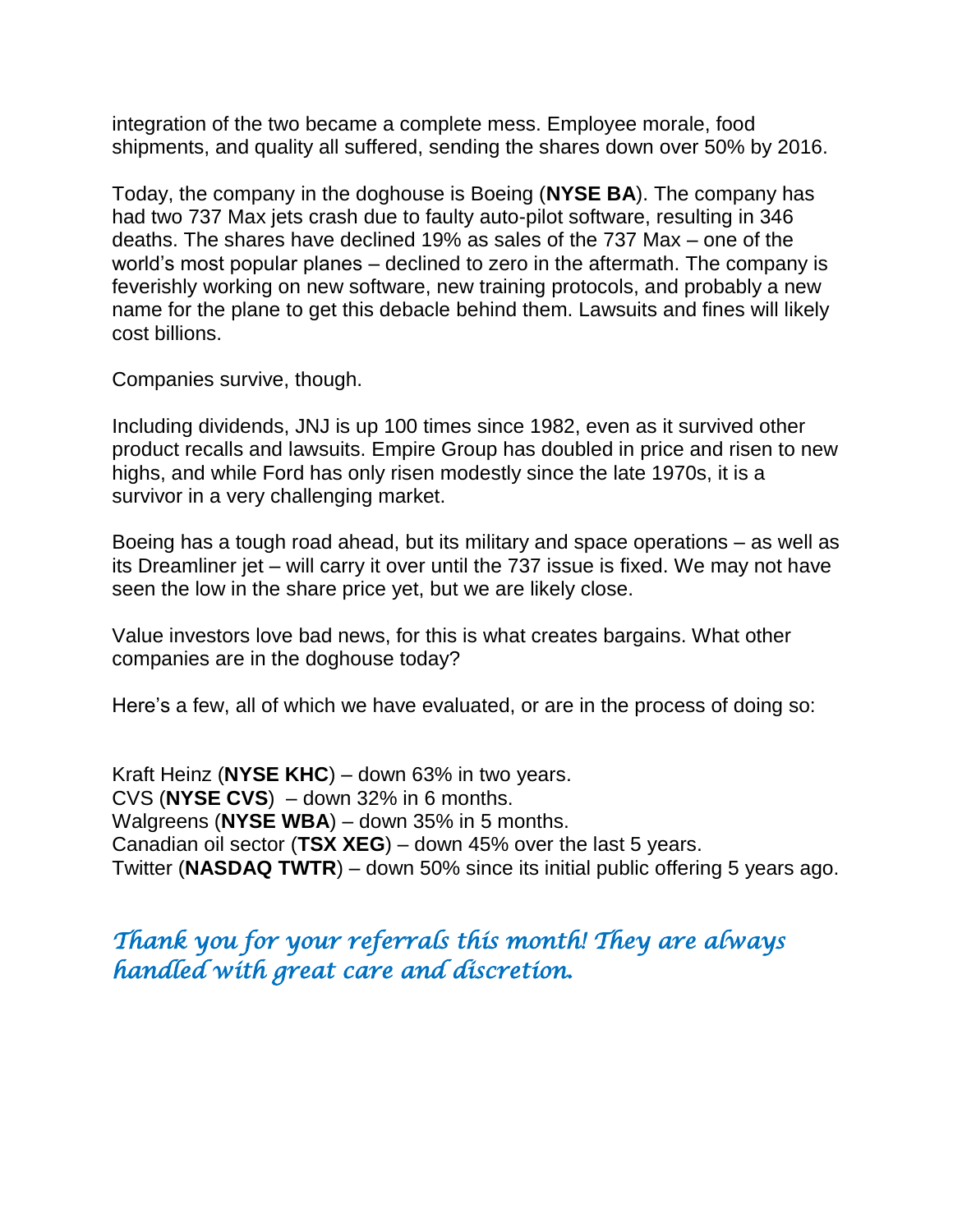integration of the two became a complete mess. Employee morale, food shipments, and quality all suffered, sending the shares down over 50% by 2016.

Today, the company in the doghouse is Boeing (**NYSE BA**). The company has had two 737 Max jets crash due to faulty auto-pilot software, resulting in 346 deaths. The shares have declined 19% as sales of the 737 Max – one of the world's most popular planes – declined to zero in the aftermath. The company is feverishly working on new software, new training protocols, and probably a new name for the plane to get this debacle behind them. Lawsuits and fines will likely cost billions.

Companies survive, though.

Including dividends, JNJ is up 100 times since 1982, even as it survived other product recalls and lawsuits. Empire Group has doubled in price and risen to new highs, and while Ford has only risen modestly since the late 1970s, it is a survivor in a very challenging market.

Boeing has a tough road ahead, but its military and space operations – as well as its Dreamliner jet – will carry it over until the 737 issue is fixed. We may not have seen the low in the share price yet, but we are likely close.

Value investors love bad news, for this is what creates bargains. What other companies are in the doghouse today?

Here's a few, all of which we have evaluated, or are in the process of doing so:

Kraft Heinz (**NYSE KHC**) – down 63% in two years.
CVS (**NYSE CVS**) – down 32% in 6 months.
Walgreens (**NYSE WBA**) – down 35% in 5 months.
Canadian oil sector (**TSX XEG**) – down 45% over the last 5 years.
Twitter (**NASDAQ TWTR**) – down 50% since its initial public offering 5 years ago.

*Thank you for your referrals this month! They are always handled with great care and discretion.*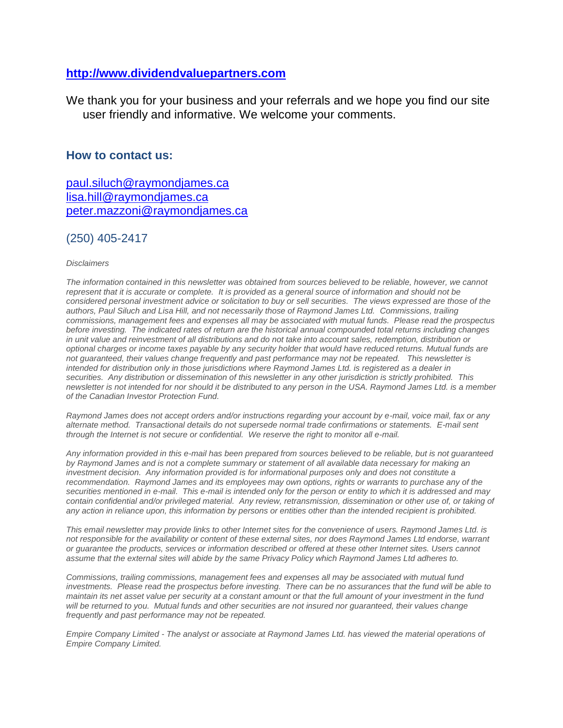**[http://www.dividendvaluepartners.com](http://www.dividendvaluepartners.com)**

We thank you for your business and your referrals and we hope you find our site user friendly and informative. We welcome your comments.

### How to contact us:

[paul.siluch@raymondjames.ca](mailto:paul.siluch@raymondjames.ca)
[lisa.hill@raymondjames.ca](mailto:lisa.hill@raymondjames.ca)
[peter.mazzoni@raymondjames.ca](mailto:peter.mazzoni@raymondjames.ca)

(250) 405-2417

*Disclaimers*

*The information contained in this newsletter was obtained from sources believed to be reliable, however, we cannot represent that it is accurate or complete. It is provided as a general source of information and should not be considered personal investment advice or solicitation to buy or sell securities. The views expressed are those of the authors, Paul Siluch and Lisa Hill, and not necessarily those of Raymond James Ltd. Commissions, trailing commissions, management fees and expenses all may be associated with mutual funds. Please read the prospectus before investing. The indicated rates of return are the historical annual compounded total returns including changes in unit value and reinvestment of all distributions and do not take into account sales, redemption, distribution or optional charges or income taxes payable by any security holder that would have reduced returns. Mutual funds are not guaranteed, their values change frequently and past performance may not be repeated. This newsletter is intended for distribution only in those jurisdictions where Raymond James Ltd. is registered as a dealer in securities. Any distribution or dissemination of this newsletter in any other jurisdiction is strictly prohibited. This newsletter is not intended for nor should it be distributed to any person in the USA. Raymond James Ltd. is a member of the Canadian Investor Protection Fund.*

*Raymond James does not accept orders and/or instructions regarding your account by e-mail, voice mail, fax or any alternate method. Transactional details do not supersede normal trade confirmations or statements. E-mail sent through the Internet is not secure or confidential. We reserve the right to monitor all e-mail.*

*Any information provided in this e-mail has been prepared from sources believed to be reliable, but is not guaranteed by Raymond James and is not a complete summary or statement of all available data necessary for making an investment decision. Any information provided is for informational purposes only and does not constitute a recommendation. Raymond James and its employees may own options, rights or warrants to purchase any of the securities mentioned in e-mail. This e-mail is intended only for the person or entity to which it is addressed and may contain confidential and/or privileged material. Any review, retransmission, dissemination or other use of, or taking of any action in reliance upon, this information by persons or entities other than the intended recipient is prohibited.*

*This email newsletter may provide links to other Internet sites for the convenience of users. Raymond James Ltd. is not responsible for the availability or content of these external sites, nor does Raymond James Ltd endorse, warrant or guarantee the products, services or information described or offered at these other Internet sites. Users cannot assume that the external sites will abide by the same Privacy Policy which Raymond James Ltd adheres to.*

*Commissions, trailing commissions, management fees and expenses all may be associated with mutual fund investments. Please read the prospectus before investing. There can be no assurances that the fund will be able to maintain its net asset value per security at a constant amount or that the full amount of your investment in the fund will be returned to you. Mutual funds and other securities are not insured nor guaranteed, their values change frequently and past performance may not be repeated.*

*Empire Company Limited - The analyst or associate at Raymond James Ltd. has viewed the material operations of Empire Company Limited.*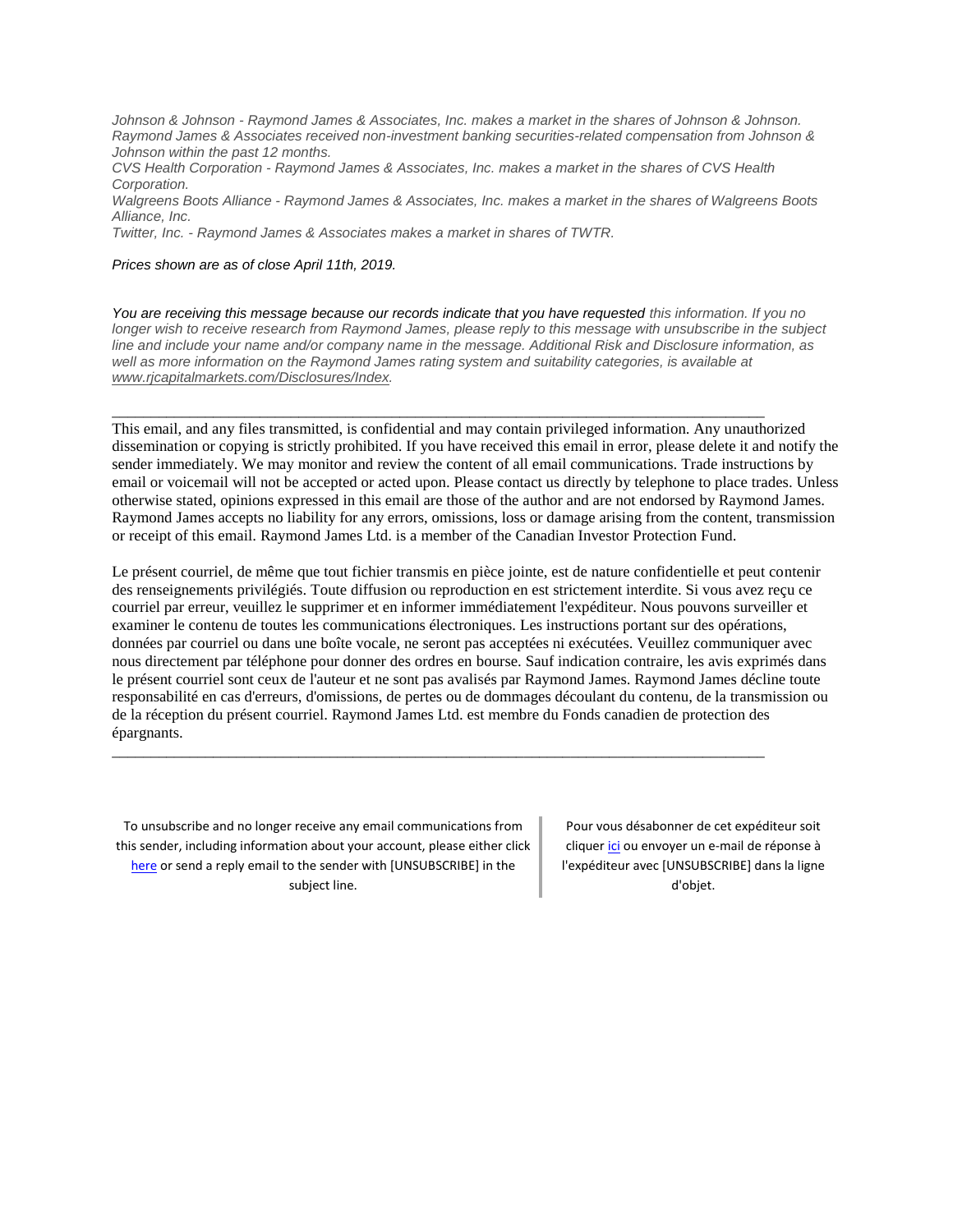*Johnson & Johnson - Raymond James & Associates, Inc. makes a market in the shares of Johnson & Johnson. Raymond James & Associates received non-investment banking securities-related compensation from Johnson & Johnson within the past 12 months.*
*CVS Health Corporation - Raymond James & Associates, Inc. makes a market in the shares of CVS Health Corporation.*
*Walgreens Boots Alliance - Raymond James & Associates, Inc. makes a market in the shares of Walgreens Boots Alliance, Inc.*
*Twitter, Inc. - Raymond James & Associates makes a market in shares of TWTR.*

*Prices shown are as of close April 11th, 2019.*

*You are receiving this message because our records indicate that you have requested this information. If you no longer wish to receive research from Raymond James, please reply to this message with unsubscribe in the subject line and include your name and/or company name in the message. Additional Risk and Disclosure information, as well as more information on the Raymond James rating system and suitability categories, is available at www.rjcapitalmarkets.com/Disclosures/Index.*

---

This email, and any files transmitted, is confidential and may contain privileged information. Any unauthorized dissemination or copying is strictly prohibited. If you have received this email in error, please delete it and notify the sender immediately. We may monitor and review the content of all email communications. Trade instructions by email or voicemail will not be accepted or acted upon. Please contact us directly by telephone to place trades. Unless otherwise stated, opinions expressed in this email are those of the author and are not endorsed by Raymond James. Raymond James accepts no liability for any errors, omissions, loss or damage arising from the content, transmission or receipt of this email. Raymond James Ltd. is a member of the Canadian Investor Protection Fund.

Le présent courriel, de même que tout fichier transmis en pièce jointe, est de nature confidentielle et peut contenir des renseignements privilégiés. Toute diffusion ou reproduction en est strictement interdite. Si vous avez reçu ce courriel par erreur, veuillez le supprimer et en informer immédiatement l'expéditeur. Nous pouvons surveiller et examiner le contenu de toutes les communications électroniques. Les instructions portant sur des opérations, données par courriel ou dans une boîte vocale, ne seront pas acceptées ni exécutées. Veuillez communiquer avec nous directement par téléphone pour donner des ordres en bourse. Sauf indication contraire, les avis exprimés dans le présent courriel sont ceux de l'auteur et ne sont pas avalisés par Raymond James. Raymond James décline toute responsabilité en cas d'erreurs, d'omissions, de pertes ou de dommages découlant du contenu, de la transmission ou de la réception du présent courriel. Raymond James Ltd. est membre du Fonds canadien de protection des épargnants.

---

To unsubscribe and no longer receive any email communications from this sender, including information about your account, please either click here or send a reply email to the sender with [UNSUBSCRIBE] in the subject line.

Pour vous désabonner de cet expéditeur soit cliquer ici ou envoyer un e-mail de réponse à l'expéditeur avec [UNSUBSCRIBE] dans la ligne d'objet.